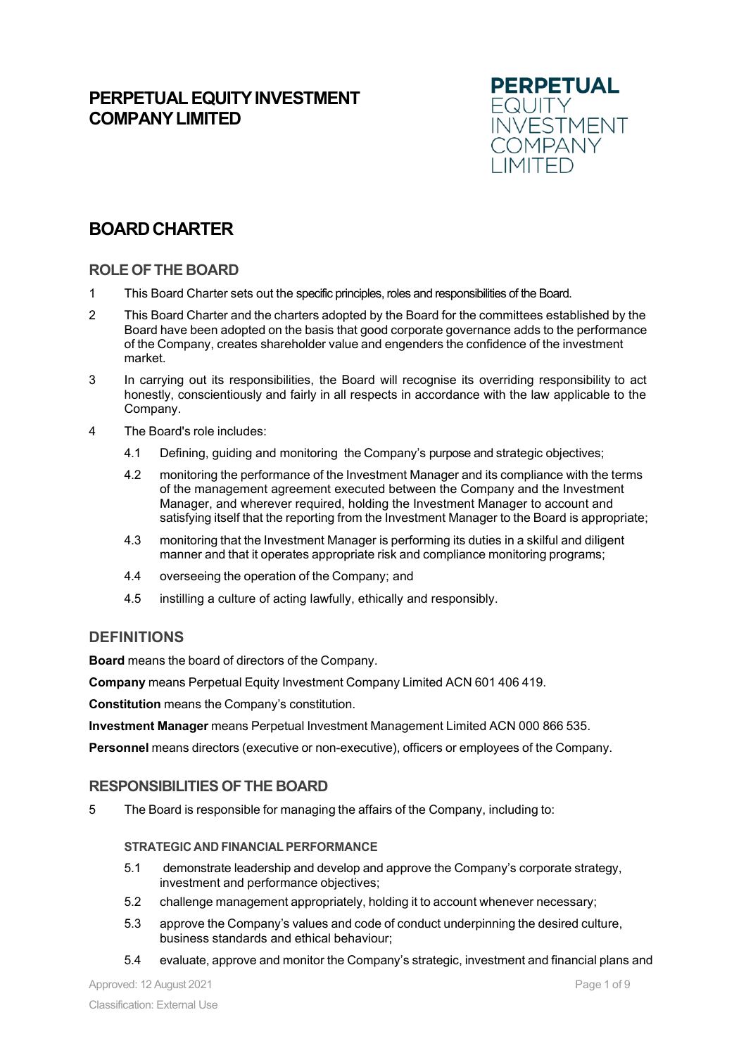# PERPETUAL EQUITY INVESTMENT COMPANY LIMITED

## BOARD CHARTER

### ROLE OF THE BOARD

1 This Board Charter sets out the specific principles, roles and responsibilities of the Board.

2 This Board Charter and the charters adopted by the Board for the committees established by the Board have been adopted on the basis that good corporate governance adds to the performance of the Company, creates shareholder value and engenders the confidence of the investment market.

3 In carrying out its responsibilities, the Board will recognise its overriding responsibility to act honestly, conscientiously and fairly in all respects in accordance with the law applicable to the Company.

4 The Board's role includes:

4.1 Defining, guiding and monitoring the Company's purpose and strategic objectives;

4.2 monitoring the performance of the Investment Manager and its compliance with the terms of the management agreement executed between the Company and the Investment Manager, and wherever required, holding the Investment Manager to account and satisfying itself that the reporting from the Investment Manager to the Board is appropriate;

4.3 monitoring that the Investment Manager is performing its duties in a skilful and diligent manner and that it operates appropriate risk and compliance monitoring programs;

4.4 overseeing the operation of the Company; and

4.5 instilling a culture of acting lawfully, ethically and responsibly.

### DEFINITIONS

**Board** means the board of directors of the Company.

**Company** means Perpetual Equity Investment Company Limited ACN 601 406 419.

**Constitution** means the Company's constitution.

**Investment Manager** means Perpetual Investment Management Limited ACN 000 866 535.

**Personnel** means directors (executive or non-executive), officers or employees of the Company.

### RESPONSIBILITIES OF THE BOARD

5 The Board is responsible for managing the affairs of the Company, including to:

#### STRATEGIC AND FINANCIAL PERFORMANCE

5.1 demonstrate leadership and develop and approve the Company's corporate strategy, investment and performance objectives;

5.2 challenge management appropriately, holding it to account whenever necessary;

5.3 approve the Company's values and code of conduct underpinning the desired culture, business standards and ethical behaviour;

5.4 evaluate, approve and monitor the Company's strategic, investment and financial plans and

Approved: 12 August 2021

Classification: External Use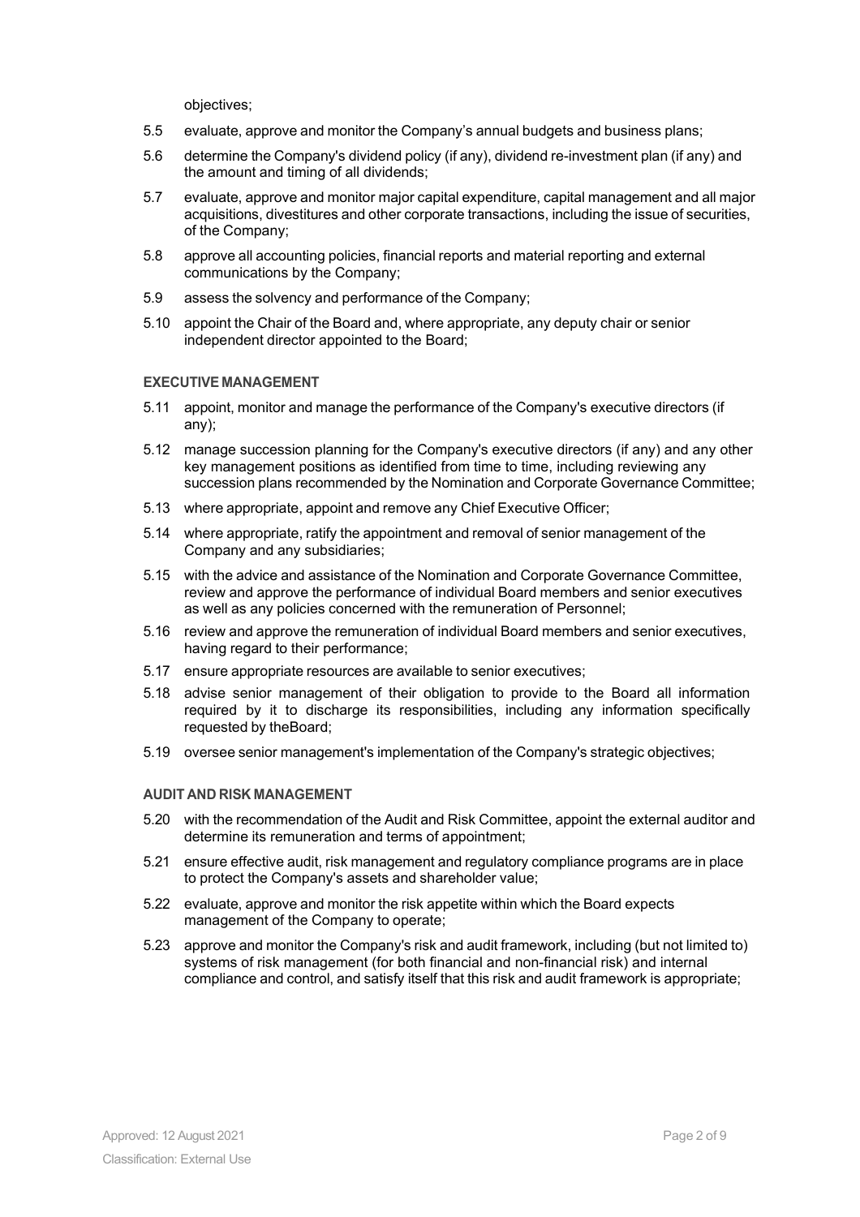objectives;

5.5 evaluate, approve and monitor the Company's annual budgets and business plans;

5.6 determine the Company's dividend policy (if any), dividend re-investment plan (if any) and the amount and timing of all dividends;

5.7 evaluate, approve and monitor major capital expenditure, capital management and all major acquisitions, divestitures and other corporate transactions, including the issue of securities, of the Company;

5.8 approve all accounting policies, financial reports and material reporting and external communications by the Company;

5.9 assess the solvency and performance of the Company;

5.10 appoint the Chair of the Board and, where appropriate, any deputy chair or senior independent director appointed to the Board;

#### EXECUTIVE MANAGEMENT

5.11 appoint, monitor and manage the performance of the Company's executive directors (if any);

5.12 manage succession planning for the Company's executive directors (if any) and any other key management positions as identified from time to time, including reviewing any succession plans recommended by the Nomination and Corporate Governance Committee;

5.13 where appropriate, appoint and remove any Chief Executive Officer;

5.14 where appropriate, ratify the appointment and removal of senior management of the Company and any subsidiaries;

5.15 with the advice and assistance of the Nomination and Corporate Governance Committee, review and approve the performance of individual Board members and senior executives as well as any policies concerned with the remuneration of Personnel;

5.16 review and approve the remuneration of individual Board members and senior executives, having regard to their performance;

5.17 ensure appropriate resources are available to senior executives;

5.18 advise senior management of their obligation to provide to the Board all information required by it to discharge its responsibilities, including any information specifically requested by theBoard;

5.19 oversee senior management's implementation of the Company's strategic objectives;

#### AUDIT AND RISK MANAGEMENT

5.20 with the recommendation of the Audit and Risk Committee, appoint the external auditor and determine its remuneration and terms of appointment;

5.21 ensure effective audit, risk management and regulatory compliance programs are in place to protect the Company's assets and shareholder value;

5.22 evaluate, approve and monitor the risk appetite within which the Board expects management of the Company to operate;

5.23 approve and monitor the Company's risk and audit framework, including (but not limited to) systems of risk management (for both financial and non-financial risk) and internal compliance and control, and satisfy itself that this risk and audit framework is appropriate;

Approved: 12 August 2021

Classification: External Use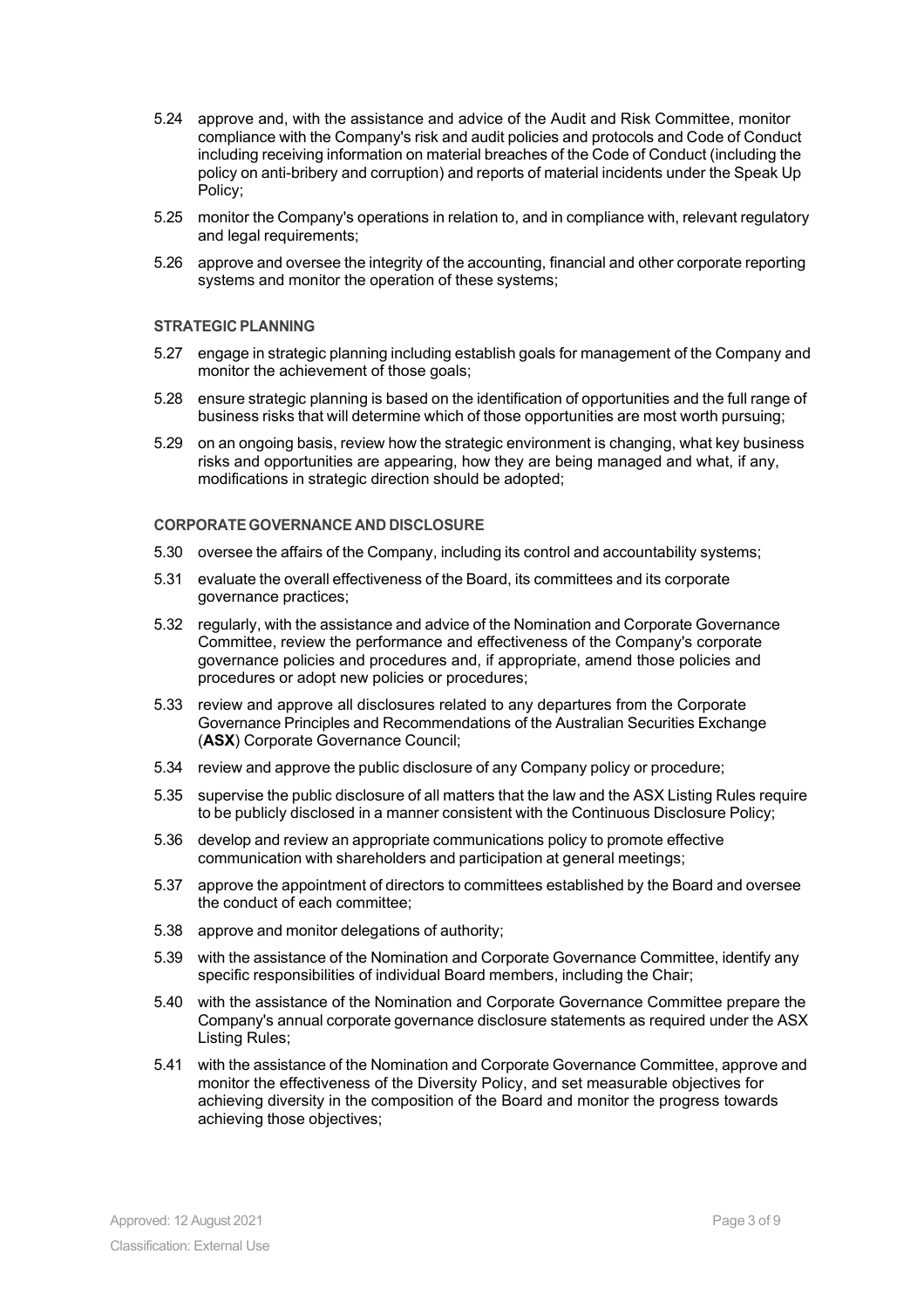5.24 approve and, with the assistance and advice of the Audit and Risk Committee, monitor compliance with the Company's risk and audit policies and protocols and Code of Conduct including receiving information on material breaches of the Code of Conduct (including the policy on anti-bribery and corruption) and reports of material incidents under the Speak Up Policy;

5.25 monitor the Company's operations in relation to, and in compliance with, relevant regulatory and legal requirements;

5.26 approve and oversee the integrity of the accounting, financial and other corporate reporting systems and monitor the operation of these systems;

### STRATEGIC PLANNING

5.27 engage in strategic planning including establish goals for management of the Company and monitor the achievement of those goals;

5.28 ensure strategic planning is based on the identification of opportunities and the full range of business risks that will determine which of those opportunities are most worth pursuing;

5.29 on an ongoing basis, review how the strategic environment is changing, what key business risks and opportunities are appearing, how they are being managed and what, if any, modifications in strategic direction should be adopted;

### CORPORATE GOVERNANCE AND DISCLOSURE

5.30 oversee the affairs of the Company, including its control and accountability systems;

5.31 evaluate the overall effectiveness of the Board, its committees and its corporate governance practices;

5.32 regularly, with the assistance and advice of the Nomination and Corporate Governance Committee, review the performance and effectiveness of the Company's corporate governance policies and procedures and, if appropriate, amend those policies and procedures or adopt new policies or procedures;

5.33 review and approve all disclosures related to any departures from the Corporate Governance Principles and Recommendations of the Australian Securities Exchange (**ASX**) Corporate Governance Council;

5.34 review and approve the public disclosure of any Company policy or procedure;

5.35 supervise the public disclosure of all matters that the law and the ASX Listing Rules require to be publicly disclosed in a manner consistent with the Continuous Disclosure Policy;

5.36 develop and review an appropriate communications policy to promote effective communication with shareholders and participation at general meetings;

5.37 approve the appointment of directors to committees established by the Board and oversee the conduct of each committee;

5.38 approve and monitor delegations of authority;

5.39 with the assistance of the Nomination and Corporate Governance Committee, identify any specific responsibilities of individual Board members, including the Chair;

5.40 with the assistance of the Nomination and Corporate Governance Committee prepare the Company's annual corporate governance disclosure statements as required under the ASX Listing Rules;

5.41 with the assistance of the Nomination and Corporate Governance Committee, approve and monitor the effectiveness of the Diversity Policy, and set measurable objectives for achieving diversity in the composition of the Board and monitor the progress towards achieving those objectives;

Approved: 12 August 2021

Classification: External Use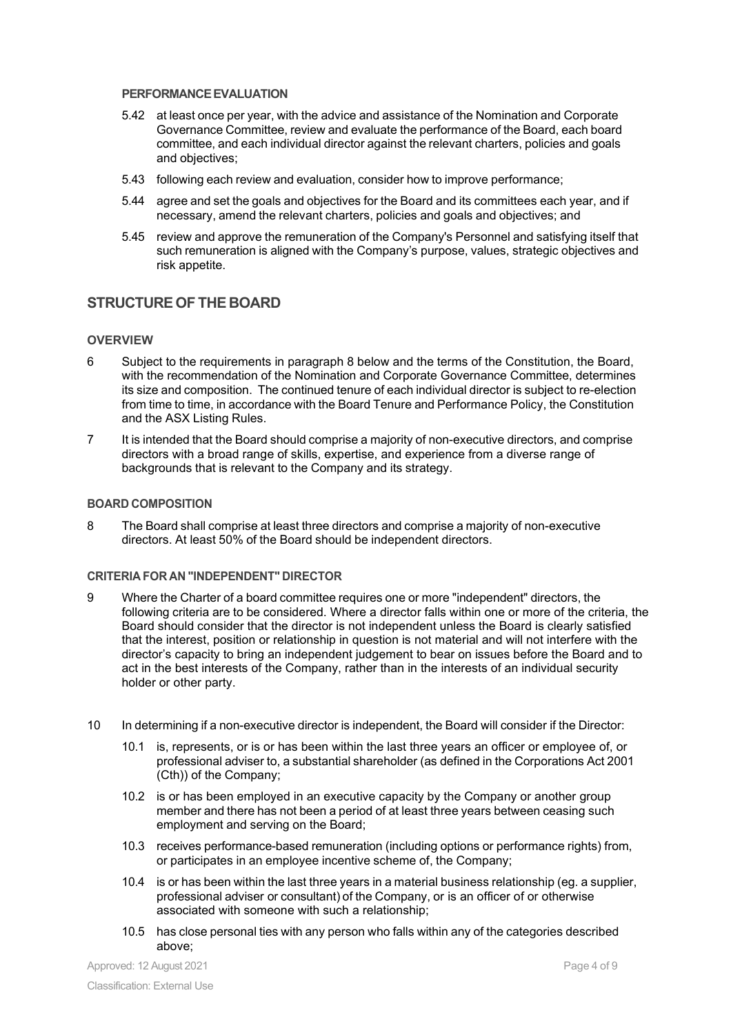#### PERFORMANCE EVALUATION

5.42 at least once per year, with the advice and assistance of the Nomination and Corporate Governance Committee, review and evaluate the performance of the Board, each board committee, and each individual director against the relevant charters, policies and goals and objectives;

5.43 following each review and evaluation, consider how to improve performance;

5.44 agree and set the goals and objectives for the Board and its committees each year, and if necessary, amend the relevant charters, policies and goals and objectives; and

5.45 review and approve the remuneration of the Company's Personnel and satisfying itself that such remuneration is aligned with the Company's purpose, values, strategic objectives and risk appetite.

## STRUCTURE OF THE BOARD

#### OVERVIEW

6 Subject to the requirements in paragraph 8 below and the terms of the Constitution, the Board, with the recommendation of the Nomination and Corporate Governance Committee, determines its size and composition. The continued tenure of each individual director is subject to re-election from time to time, in accordance with the Board Tenure and Performance Policy, the Constitution and the ASX Listing Rules.

7 It is intended that the Board should comprise a majority of non-executive directors, and comprise directors with a broad range of skills, expertise, and experience from a diverse range of backgrounds that is relevant to the Company and its strategy.

#### BOARD COMPOSITION

8 The Board shall comprise at least three directors and comprise a majority of non-executive directors. At least 50% of the Board should be independent directors.

#### CRITERIA FOR AN "INDEPENDENT" DIRECTOR

9 Where the Charter of a board committee requires one or more "independent" directors, the following criteria are to be considered. Where a director falls within one or more of the criteria, the Board should consider that the director is not independent unless the Board is clearly satisfied that the interest, position or relationship in question is not material and will not interfere with the director's capacity to bring an independent judgement to bear on issues before the Board and to act in the best interests of the Company, rather than in the interests of an individual security holder or other party.

10 In determining if a non-executive director is independent, the Board will consider if the Director:

10.1 is, represents, or is or has been within the last three years an officer or employee of, or professional adviser to, a substantial shareholder (as defined in the Corporations Act 2001 (Cth)) of the Company;

10.2 is or has been employed in an executive capacity by the Company or another group member and there has not been a period of at least three years between ceasing such employment and serving on the Board;

10.3 receives performance-based remuneration (including options or performance rights) from, or participates in an employee incentive scheme of, the Company;

10.4 is or has been within the last three years in a material business relationship (eg. a supplier, professional adviser or consultant) of the Company, or is an officer of or otherwise associated with someone with such a relationship;

10.5 has close personal ties with any person who falls within any of the categories described above;

Approved: 12 August 2021

Classification: External Use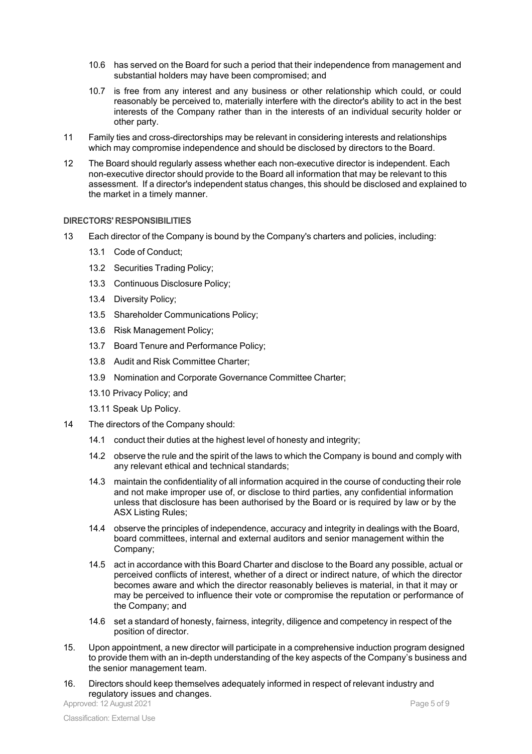10.6 has served on the Board for such a period that their independence from management and substantial holders may have been compromised; and

10.7 is free from any interest and any business or other relationship which could, or could reasonably be perceived to, materially interfere with the director's ability to act in the best interests of the Company rather than in the interests of an individual security holder or other party.

11 Family ties and cross-directorships may be relevant in considering interests and relationships which may compromise independence and should be disclosed by directors to the Board.

12 The Board should regularly assess whether each non-executive director is independent. Each non-executive director should provide to the Board all information that may be relevant to this assessment. If a director's independent status changes, this should be disclosed and explained to the market in a timely manner.

## DIRECTORS' RESPONSIBILITIES

13 Each director of the Company is bound by the Company's charters and policies, including:

13.1 Code of Conduct;

13.2 Securities Trading Policy;

13.3 Continuous Disclosure Policy;

13.4 Diversity Policy;

13.5 Shareholder Communications Policy;

13.6 Risk Management Policy;

13.7 Board Tenure and Performance Policy;

13.8 Audit and Risk Committee Charter;

13.9 Nomination and Corporate Governance Committee Charter;

13.10 Privacy Policy; and

13.11 Speak Up Policy.

14 The directors of the Company should:

14.1 conduct their duties at the highest level of honesty and integrity;

14.2 observe the rule and the spirit of the laws to which the Company is bound and comply with any relevant ethical and technical standards;

14.3 maintain the confidentiality of all information acquired in the course of conducting their role and not make improper use of, or disclose to third parties, any confidential information unless that disclosure has been authorised by the Board or is required by law or by the ASX Listing Rules;

14.4 observe the principles of independence, accuracy and integrity in dealings with the Board, board committees, internal and external auditors and senior management within the Company;

14.5 act in accordance with this Board Charter and disclose to the Board any possible, actual or perceived conflicts of interest, whether of a direct or indirect nature, of which the director becomes aware and which the director reasonably believes is material, in that it may or may be perceived to influence their vote or compromise the reputation or performance of the Company; and

14.6 set a standard of honesty, fairness, integrity, diligence and competency in respect of the position of director.

15. Upon appointment, a new director will participate in a comprehensive induction program designed to provide them with an in-depth understanding of the key aspects of the Company's business and the senior management team.

16. Directors should keep themselves adequately informed in respect of relevant industry and regulatory issues and changes.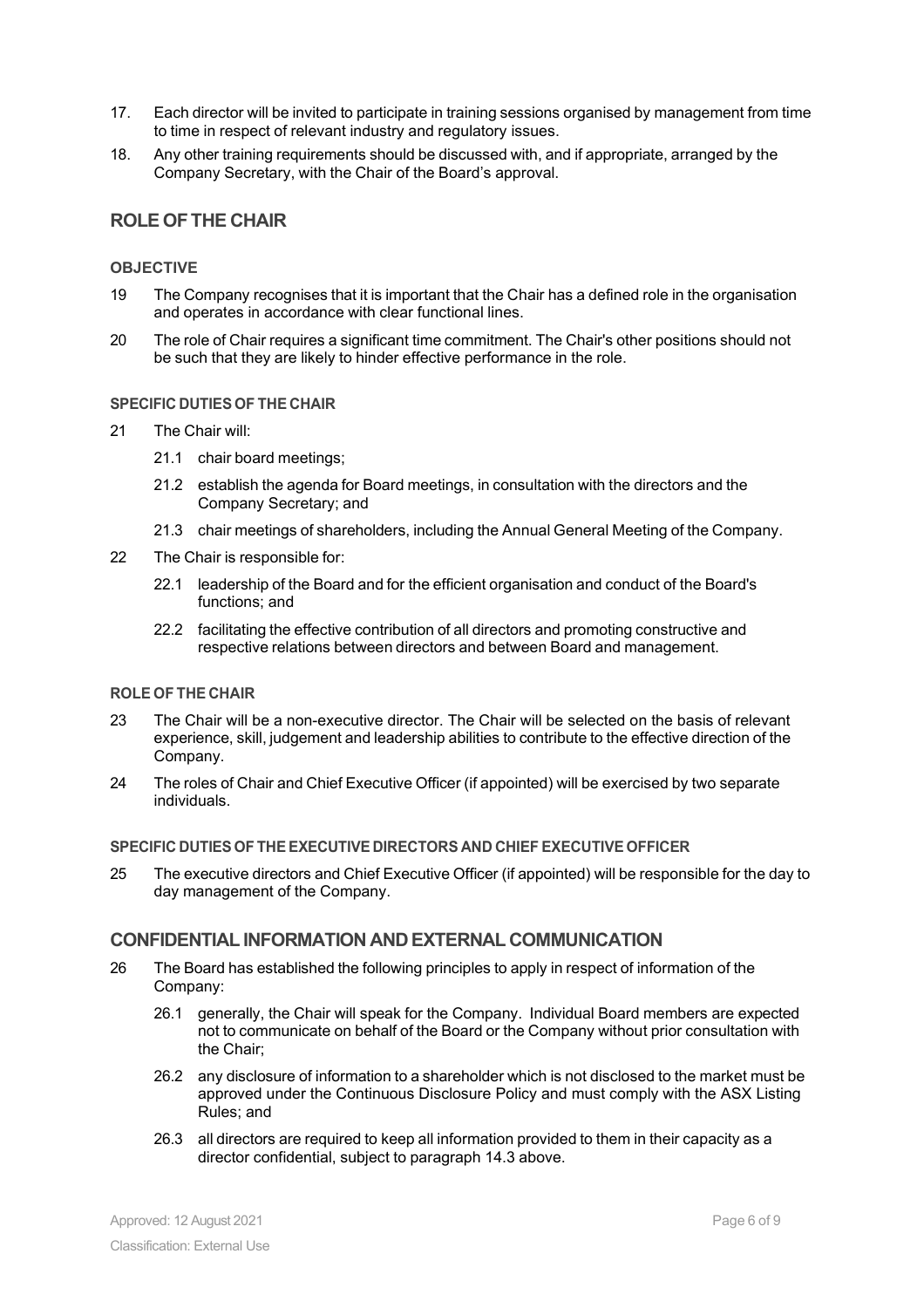17. Each director will be invited to participate in training sessions organised by management from time to time in respect of relevant industry and regulatory issues.
18. Any other training requirements should be discussed with, and if appropriate, arranged by the Company Secretary, with the Chair of the Board's approval.

## ROLE OF THE CHAIR

### OBJECTIVE

19 The Company recognises that it is important that the Chair has a defined role in the organisation and operates in accordance with clear functional lines.

20 The role of Chair requires a significant time commitment. The Chair's other positions should not be such that they are likely to hinder effective performance in the role.

### SPECIFIC DUTIES OF THE CHAIR

21 The Chair will:

   21.1 chair board meetings;

   21.2 establish the agenda for Board meetings, in consultation with the directors and the Company Secretary; and

   21.3 chair meetings of shareholders, including the Annual General Meeting of the Company.

22 The Chair is responsible for:

   22.1 leadership of the Board and for the efficient organisation and conduct of the Board's functions; and

   22.2 facilitating the effective contribution of all directors and promoting constructive and respective relations between directors and between Board and management.

### ROLE OF THE CHAIR

23 The Chair will be a non-executive director. The Chair will be selected on the basis of relevant experience, skill, judgement and leadership abilities to contribute to the effective direction of the Company.

24 The roles of Chair and Chief Executive Officer (if appointed) will be exercised by two separate individuals.

### SPECIFIC DUTIES OF THE EXECUTIVE DIRECTORS AND CHIEF EXECUTIVE OFFICER

25 The executive directors and Chief Executive Officer (if appointed) will be responsible for the day to day management of the Company.

## CONFIDENTIAL INFORMATION AND EXTERNAL COMMUNICATION

26 The Board has established the following principles to apply in respect of information of the Company:

   26.1 generally, the Chair will speak for the Company. Individual Board members are expected not to communicate on behalf of the Board or the Company without prior consultation with the Chair;

   26.2 any disclosure of information to a shareholder which is not disclosed to the market must be approved under the Continuous Disclosure Policy and must comply with the ASX Listing Rules; and

   26.3 all directors are required to keep all information provided to them in their capacity as a director confidential, subject to paragraph 14.3 above.

Approved: 12 August 2021

Classification: External Use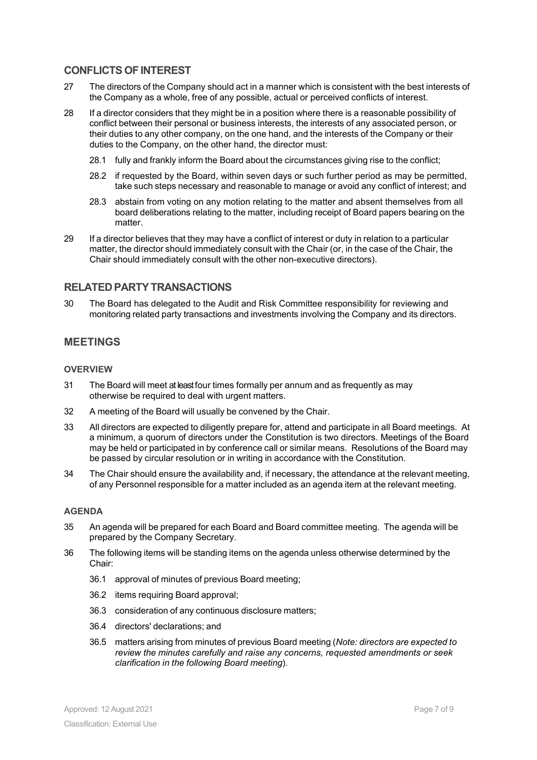## CONFLICTS OF INTEREST

27 The directors of the Company should act in a manner which is consistent with the best interests of the Company as a whole, free of any possible, actual or perceived conflicts of interest.

28 If a director considers that they might be in a position where there is a reasonable possibility of conflict between their personal or business interests, the interests of any associated person, or their duties to any other company, on the one hand, and the interests of the Company or their duties to the Company, on the other hand, the director must:

28.1 fully and frankly inform the Board about the circumstances giving rise to the conflict;

28.2 if requested by the Board, within seven days or such further period as may be permitted, take such steps necessary and reasonable to manage or avoid any conflict of interest; and

28.3 abstain from voting on any motion relating to the matter and absent themselves from all board deliberations relating to the matter, including receipt of Board papers bearing on the matter.

29 If a director believes that they may have a conflict of interest or duty in relation to a particular matter, the director should immediately consult with the Chair (or, in the case of the Chair, the Chair should immediately consult with the other non-executive directors).

## RELATED PARTY TRANSACTIONS

30 The Board has delegated to the Audit and Risk Committee responsibility for reviewing and monitoring related party transactions and investments involving the Company and its directors.

## MEETINGS

### OVERVIEW

31 The Board will meet at least four times formally per annum and as frequently as may otherwise be required to deal with urgent matters.

32 A meeting of the Board will usually be convened by the Chair.

33 All directors are expected to diligently prepare for, attend and participate in all Board meetings. At a minimum, a quorum of directors under the Constitution is two directors. Meetings of the Board may be held or participated in by conference call or similar means. Resolutions of the Board may be passed by circular resolution or in writing in accordance with the Constitution.

34 The Chair should ensure the availability and, if necessary, the attendance at the relevant meeting, of any Personnel responsible for a matter included as an agenda item at the relevant meeting.

### AGENDA

35 An agenda will be prepared for each Board and Board committee meeting. The agenda will be prepared by the Company Secretary.

36 The following items will be standing items on the agenda unless otherwise determined by the Chair:

36.1 approval of minutes of previous Board meeting;

36.2 items requiring Board approval;

36.3 consideration of any continuous disclosure matters;

36.4 directors' declarations; and

36.5 matters arising from minutes of previous Board meeting (*Note: directors are expected to review the minutes carefully and raise any concerns, requested amendments or seek clarification in the following Board meeting*).

Approved: 12 August 2021

Classification: External Use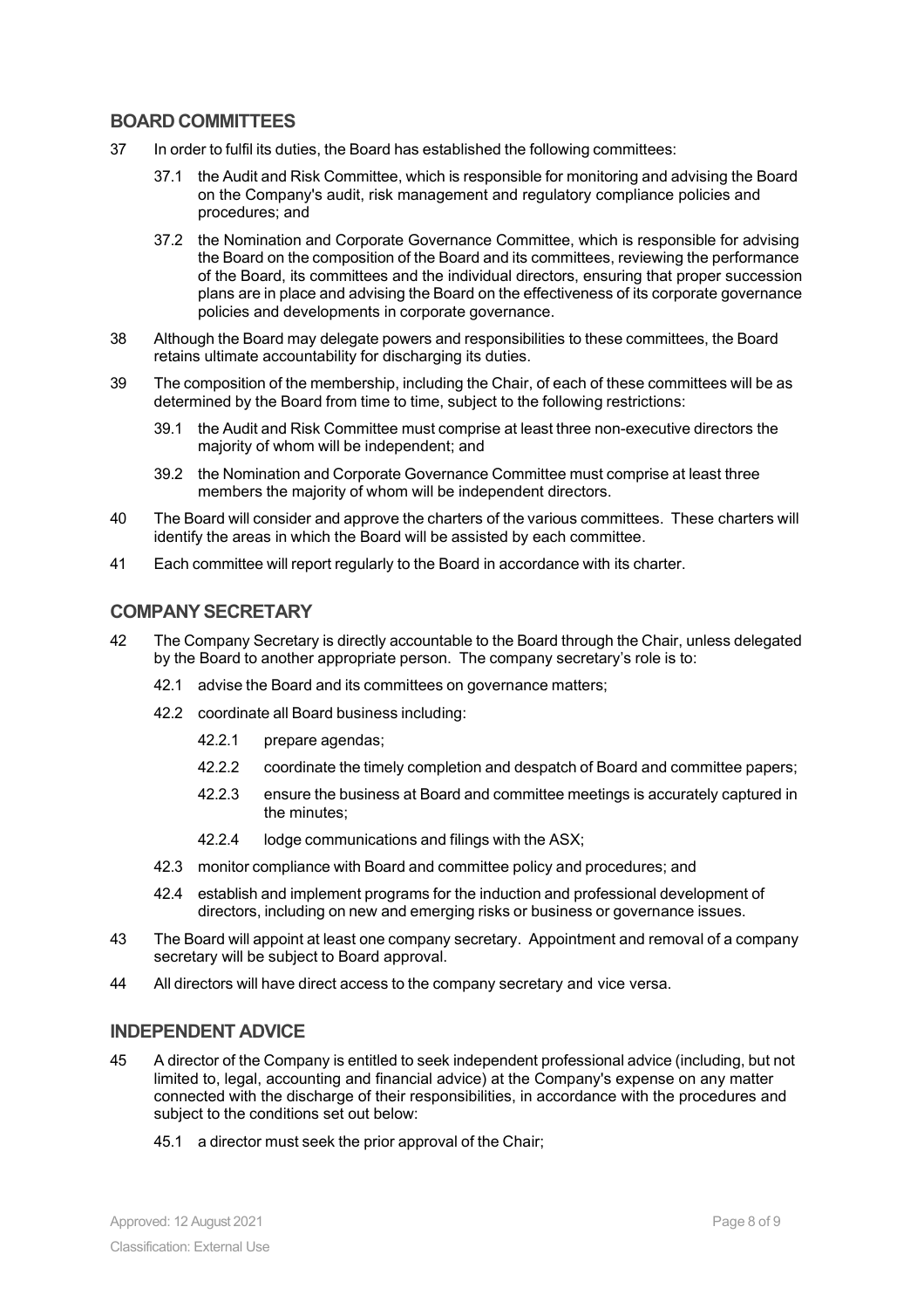## BOARD COMMITTEES

37 In order to fulfil its duties, the Board has established the following committees:

37.1 the Audit and Risk Committee, which is responsible for monitoring and advising the Board on the Company's audit, risk management and regulatory compliance policies and procedures; and

37.2 the Nomination and Corporate Governance Committee, which is responsible for advising the Board on the composition of the Board and its committees, reviewing the performance of the Board, its committees and the individual directors, ensuring that proper succession plans are in place and advising the Board on the effectiveness of its corporate governance policies and developments in corporate governance.

38 Although the Board may delegate powers and responsibilities to these committees, the Board retains ultimate accountability for discharging its duties.

39 The composition of the membership, including the Chair, of each of these committees will be as determined by the Board from time to time, subject to the following restrictions:

39.1 the Audit and Risk Committee must comprise at least three non-executive directors the majority of whom will be independent; and

39.2 the Nomination and Corporate Governance Committee must comprise at least three members the majority of whom will be independent directors.

40 The Board will consider and approve the charters of the various committees. These charters will identify the areas in which the Board will be assisted by each committee.

41 Each committee will report regularly to the Board in accordance with its charter.

## COMPANY SECRETARY

42 The Company Secretary is directly accountable to the Board through the Chair, unless delegated by the Board to another appropriate person. The company secretary's role is to:

42.1 advise the Board and its committees on governance matters;

42.2 coordinate all Board business including:

42.2.1 prepare agendas;

42.2.2 coordinate the timely completion and despatch of Board and committee papers;

42.2.3 ensure the business at Board and committee meetings is accurately captured in the minutes;

42.2.4 lodge communications and filings with the ASX;

42.3 monitor compliance with Board and committee policy and procedures; and

42.4 establish and implement programs for the induction and professional development of directors, including on new and emerging risks or business or governance issues.

43 The Board will appoint at least one company secretary. Appointment and removal of a company secretary will be subject to Board approval.

44 All directors will have direct access to the company secretary and vice versa.

## INDEPENDENT ADVICE

45 A director of the Company is entitled to seek independent professional advice (including, but not limited to, legal, accounting and financial advice) at the Company's expense on any matter connected with the discharge of their responsibilities, in accordance with the procedures and subject to the conditions set out below:

45.1 a director must seek the prior approval of the Chair;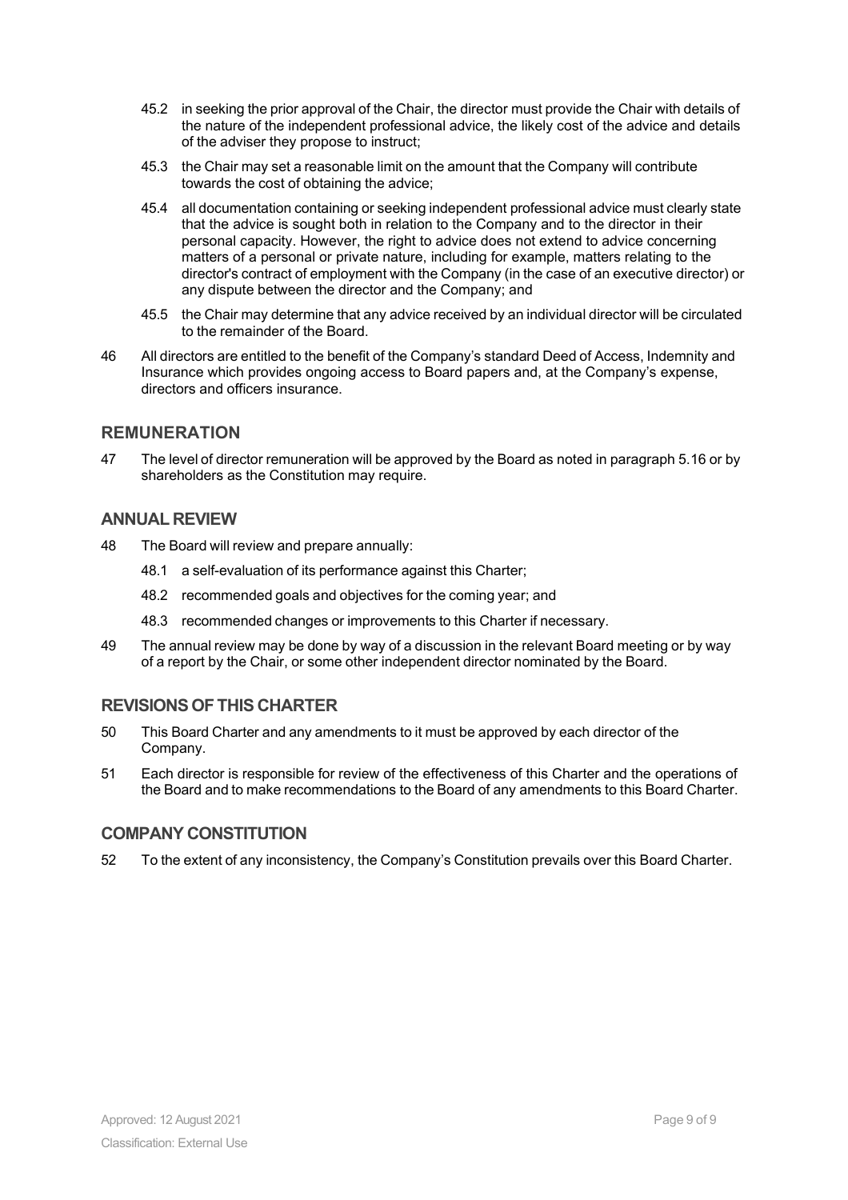45.2 in seeking the prior approval of the Chair, the director must provide the Chair with details of the nature of the independent professional advice, the likely cost of the advice and details of the adviser they propose to instruct;

45.3 the Chair may set a reasonable limit on the amount that the Company will contribute towards the cost of obtaining the advice;

45.4 all documentation containing or seeking independent professional advice must clearly state that the advice is sought both in relation to the Company and to the director in their personal capacity. However, the right to advice does not extend to advice concerning matters of a personal or private nature, including for example, matters relating to the director's contract of employment with the Company (in the case of an executive director) or any dispute between the director and the Company; and

45.5 the Chair may determine that any advice received by an individual director will be circulated to the remainder of the Board.

46 All directors are entitled to the benefit of the Company's standard Deed of Access, Indemnity and Insurance which provides ongoing access to Board papers and, at the Company's expense, directors and officers insurance.

## REMUNERATION

47 The level of director remuneration will be approved by the Board as noted in paragraph 5.16 or by shareholders as the Constitution may require.

## ANNUAL REVIEW

48 The Board will review and prepare annually:

48.1 a self-evaluation of its performance against this Charter;

48.2 recommended goals and objectives for the coming year; and

48.3 recommended changes or improvements to this Charter if necessary.

49 The annual review may be done by way of a discussion in the relevant Board meeting or by way of a report by the Chair, or some other independent director nominated by the Board.

## REVISIONS OF THIS CHARTER

50 This Board Charter and any amendments to it must be approved by each director of the Company.

51 Each director is responsible for review of the effectiveness of this Charter and the operations of the Board and to make recommendations to the Board of any amendments to this Board Charter.

## COMPANY CONSTITUTION

52 To the extent of any inconsistency, the Company's Constitution prevails over this Board Charter.

Approved: 12 August 2021

Classification: External Use